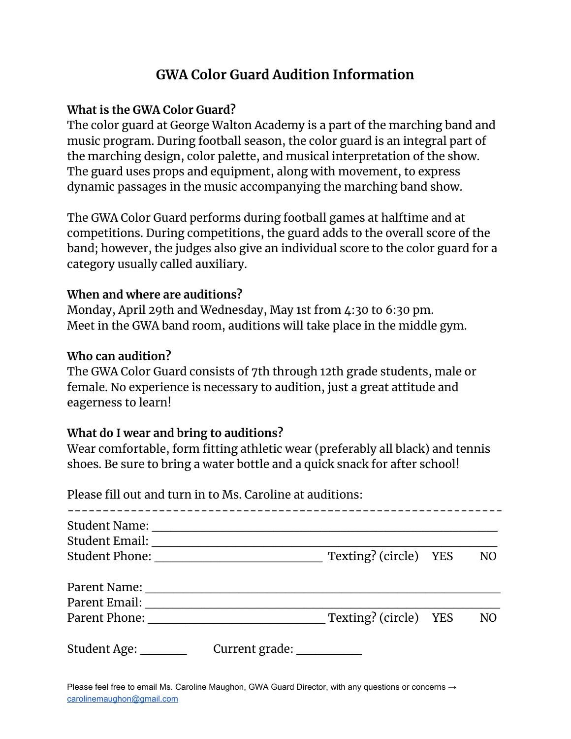# GWA Color Guard Audition Information

**What is the GWA Color Guard?**
The color guard at George Walton Academy is a part of the marching band and music program. During football season, the color guard is an integral part of the marching design, color palette, and musical interpretation of the show. The guard uses props and equipment, along with movement, to express dynamic passages in the music accompanying the marching band show.

The GWA Color Guard performs during football games at halftime and at competitions. During competitions, the guard adds to the overall score of the band; however, the judges also give an individual score to the color guard for a category usually called auxiliary.

**When and where are auditions?**
Monday, April 29th and Wednesday, May 1st from 4:30 to 6:30 pm.
Meet in the GWA band room, auditions will take place in the middle gym.

**Who can audition?**
The GWA Color Guard consists of 7th through 12th grade students, male or female. No experience is necessary to audition, just a great attitude and eagerness to learn!

**What do I wear and bring to auditions?**
Wear comfortable, form fitting athletic wear (preferably all black) and tennis shoes. Be sure to bring a water bottle and a quick snack for after school!

Please fill out and turn in to Ms. Caroline at auditions:

- - - - - - - - - - - - - - - - - - - - - - - - - - - - - - - - - - - - - - - - - - - - - - - - - - - - - - - - - - -

Student Name: ____________________________________________

Student Email: ____________________________________________

Student Phone: ______________________ Texting? (circle) YES NO

Parent Name: ____________________________________________

Parent Email: ____________________________________________

Parent Phone: ______________________ Texting? (circle) YES NO

Student Age: ______ Current grade: ________

Please feel free to email Ms. Caroline Maughon, GWA Guard Director, with any questions or concerns → carolinemaughon@gmail.com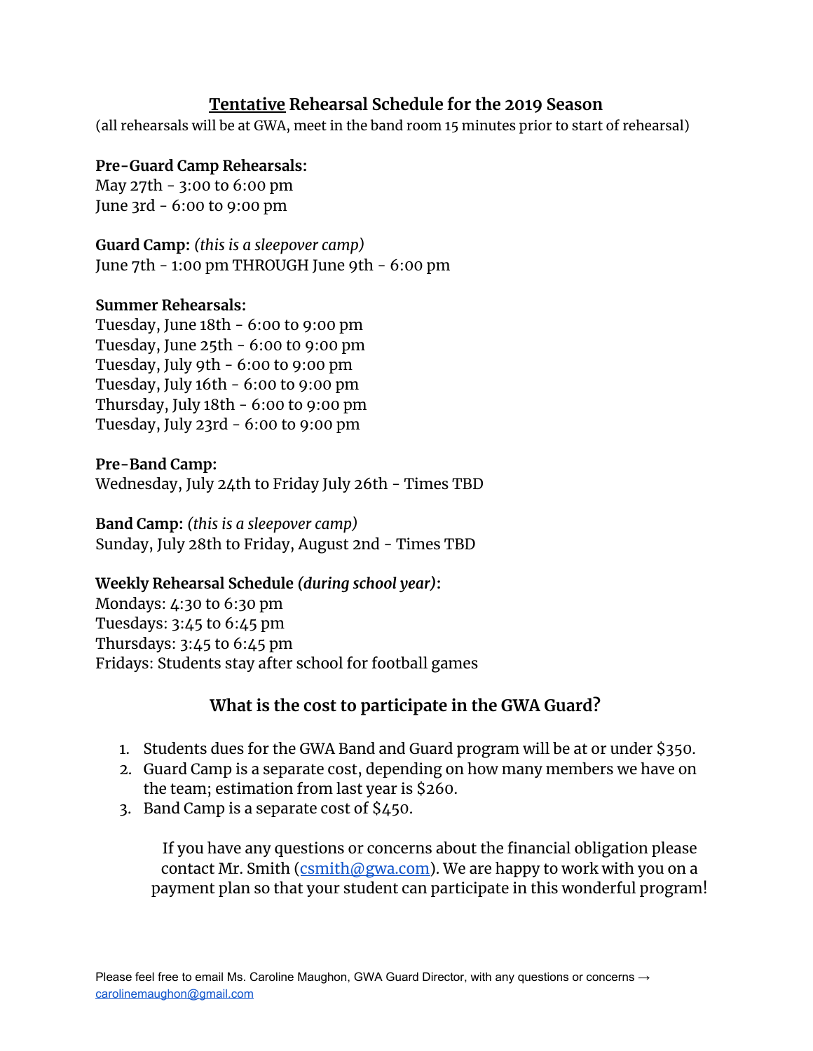## <u>Tentative</u> Rehearsal Schedule for the 2019 Season

(all rehearsals will be at GWA, meet in the band room 15 minutes prior to start of rehearsal)

**Pre-Guard Camp Rehearsals:**
May 27th - 3:00 to 6:00 pm
June 3rd - 6:00 to 9:00 pm

**Guard Camp:** *(this is a sleepover camp)*
June 7th - 1:00 pm THROUGH June 9th - 6:00 pm

**Summer Rehearsals:**
Tuesday, June 18th - 6:00 to 9:00 pm
Tuesday, June 25th - 6:00 to 9:00 pm
Tuesday, July 9th - 6:00 to 9:00 pm
Tuesday, July 16th - 6:00 to 9:00 pm
Thursday, July 18th - 6:00 to 9:00 pm
Tuesday, July 23rd - 6:00 to 9:00 pm

**Pre-Band Camp:**
Wednesday, July 24th to Friday July 26th - Times TBD

**Band Camp:** *(this is a sleepover camp)*
Sunday, July 28th to Friday, August 2nd - Times TBD

**Weekly Rehearsal Schedule *(during school year)*:**
Mondays: 4:30 to 6:30 pm
Tuesdays: 3:45 to 6:45 pm
Thursdays: 3:45 to 6:45 pm
Fridays: Students stay after school for football games

## What is the cost to participate in the GWA Guard?

1. Students dues for the GWA Band and Guard program will be at or under $350.
2. Guard Camp is a separate cost, depending on how many members we have on the team; estimation from last year is $260.
3. Band Camp is a separate cost of $450.

If you have any questions or concerns about the financial obligation please contact Mr. Smith (csmith@gwa.com). We are happy to work with you on a payment plan so that your student can participate in this wonderful program!

Please feel free to email Ms. Caroline Maughon, GWA Guard Director, with any questions or concerns → carolinemaughon@gmail.com